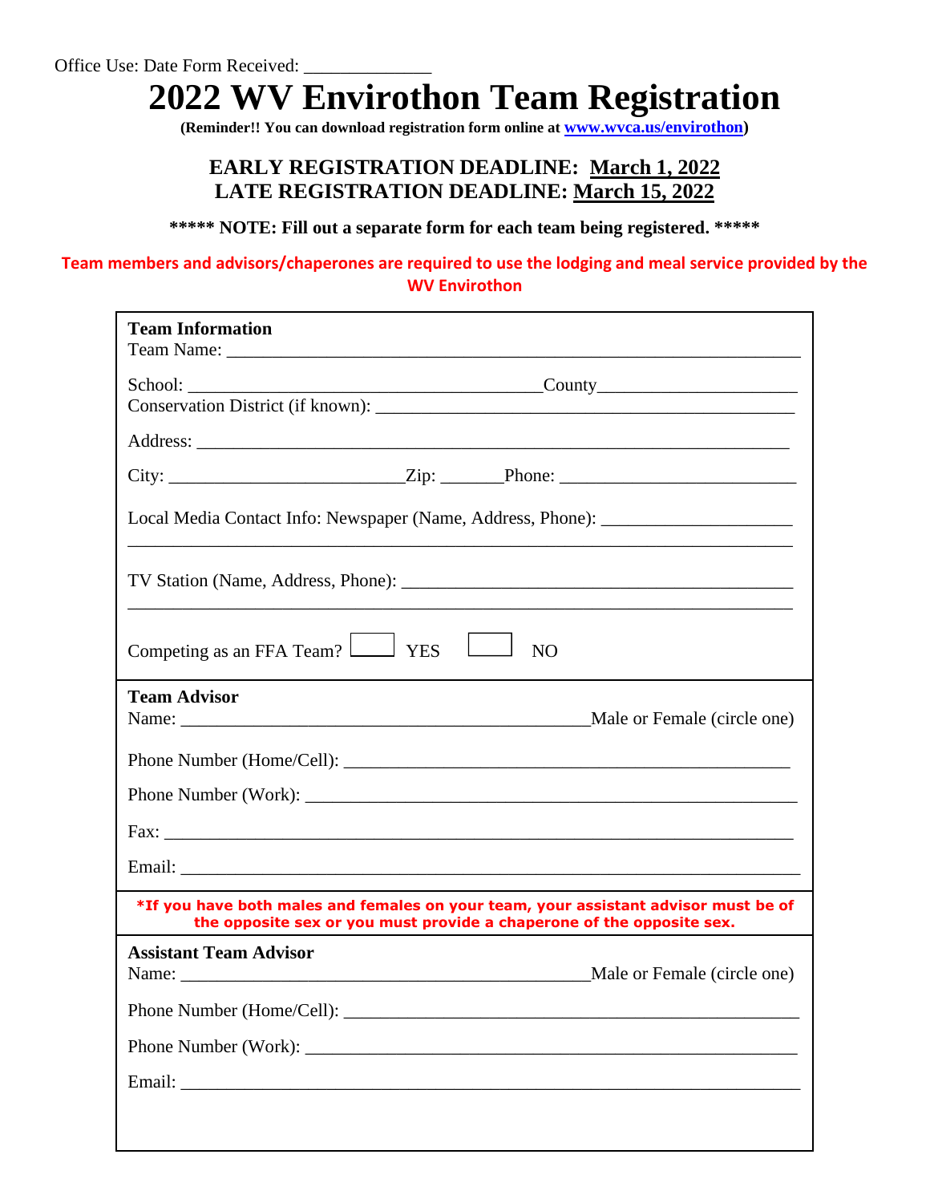Office Use: Date Form Received: _____________

# 2022 WV Envirothon Team Registration

**(Reminder!! You can download registration form online at [www.wvca.us/envirothon](http://www.wvca.us/envirothon))**

**EARLY REGISTRATION DEADLINE: March 1, 2022**
**LATE REGISTRATION DEADLINE: March 15, 2022**

**\*\*\*\*\* NOTE: Fill out a separate form for each team being registered. \*\*\*\*\***

**Team members and advisors/chaperones are required to use the lodging and meal service provided by the WV Envirothon**

**Team Information**

Team Name: ______________________________________________________________

School: _______________________________________County_____________________

Conservation District (if known): ___________________________________________

Address: ________________________________________________________________

City: _________________________Zip: _______Phone: _________________________

Local Media Contact Info: Newspaper (Name, Address, Phone): ____________________

_______________________________________________________________________

TV Station (Name, Address, Phone): __________________________________________

_______________________________________________________________________

Competing as an FFA Team? ☐ YES ☐ NO

**Team Advisor**

Name: ____________________________________________Male or Female (circle one)

Phone Number (Home/Cell): ________________________________________________

Phone Number (Work): ____________________________________________________

Fax: ____________________________________________________________________

Email: ___________________________________________________________________

**\*If you have both males and females on your team, your assistant advisor must be of the opposite sex or you must provide a chaperone of the opposite sex.**

**Assistant Team Advisor**

Name: ____________________________________________Male or Female (circle one)

Phone Number (Home/Cell): ________________________________________________

Phone Number (Work): ____________________________________________________

Email: ___________________________________________________________________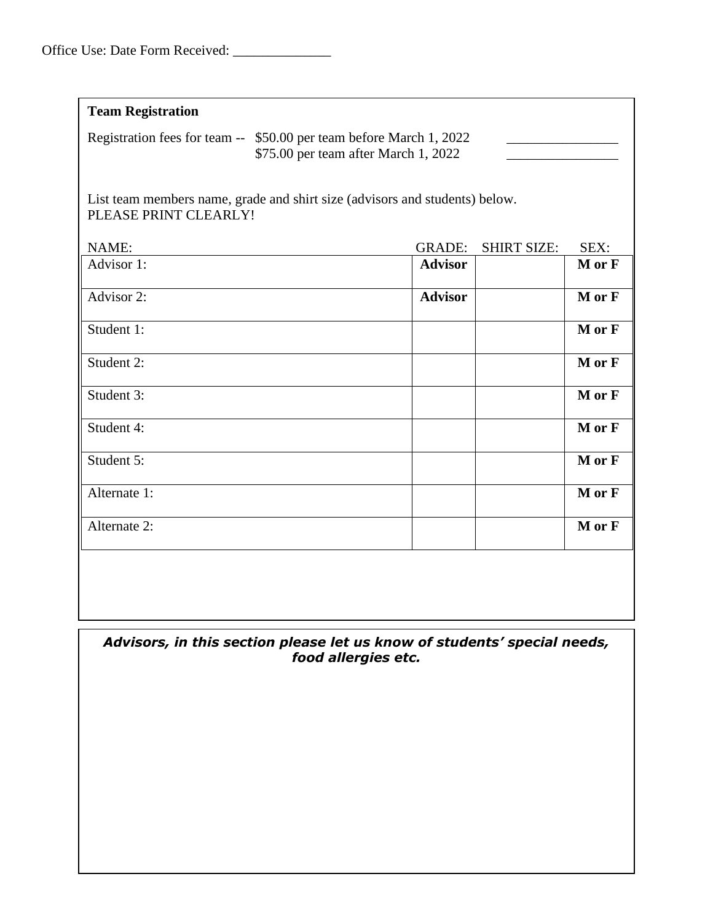Office Use: Date Form Received: ______________

**Team Registration**

Registration fees for team -- $50.00 per team before March 1, 2022 ________________
$75.00 per team after March 1, 2022 ________________

List team members name, grade and shirt size (advisors and students) below.
PLEASE PRINT CLEARLY!

| NAME: | GRADE: | SHIRT SIZE: | SEX: |
|---|---|---|---|
| Advisor 1: | **Advisor** | | **M or F** |
| Advisor 2: | **Advisor** | | **M or F** |
| Student 1: | | | **M or F** |
| Student 2: | | | **M or F** |
| Student 3: | | | **M or F** |
| Student 4: | | | **M or F** |
| Student 5: | | | **M or F** |
| Alternate 1: | | | **M or F** |
| Alternate 2: | | | **M or F** |

***Advisors, in this section please let us know of students' special needs, food allergies etc.***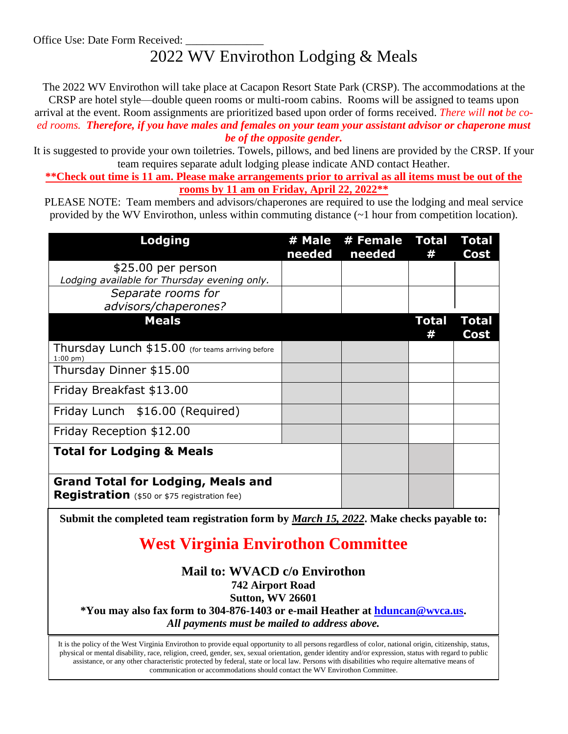Office Use: Date Form Received: _____________

# 2022 WV Envirothon Lodging & Meals

The 2022 WV Envirothon will take place at Cacapon Resort State Park (CRSP). The accommodations at the CRSP are hotel style—double queen rooms or multi-room cabins. Rooms will be assigned to teams upon arrival at the event. Room assignments are prioritized based upon order of forms received. *There will **not** be co-ed rooms.* ***Therefore, if you have males and females on your team your assistant advisor or chaperone must be of the opposite gender.***

It is suggested to provide your own toiletries. Towels, pillows, and bed linens are provided by the CRSP. If your team requires separate adult lodging please indicate AND contact Heather.

**\*\*Check out time is 11 am. Please make arrangements prior to arrival as all items must be out of the rooms by 11 am on Friday, April 22, 2022\*\***

PLEASE NOTE: Team members and advisors/chaperones are required to use the lodging and meal service provided by the WV Envirothon, unless within commuting distance (~1 hour from competition location).

| Lodging | # Male needed | # Female needed | Total # | Total Cost |
|---|---|---|---|---|
| $25.00 per person<br>*Lodging available for Thursday evening only.* | | | | |
| *Separate rooms for advisors/chaperones?* | | | | |
| **Meals** | | | **Total #** | **Total Cost** |
| Thursday Lunch $15.00 (for teams arriving before 1:00 pm) | | | | |
| Thursday Dinner $15.00 | | | | |
| Friday Breakfast $13.00 | | | | |
| Friday Lunch $16.00 (Required) | | | | |
| Friday Reception $12.00 | | | | |
| **Total for Lodging & Meals** | | | | |
| **Grand Total for Lodging, Meals and Registration** ($50 or $75 registration fee) | | | | |

**Submit the completed team registration form by *March 15, 2022*. Make checks payable to:**

## West Virginia Envirothon Committee

**Mail to: WVACD c/o Envirothon**
**742 Airport Road**
**Sutton, WV 26601**

**\*You may also fax form to 304-876-1403 or e-mail Heather at hduncan@wvca.us.**

***All payments must be mailed to address above.***

It is the policy of the West Virginia Envirothon to provide equal opportunity to all persons regardless of color, national origin, citizenship, status, physical or mental disability, race, religion, creed, gender, sex, sexual orientation, gender identity and/or expression, status with regard to public assistance, or any other characteristic protected by federal, state or local law. Persons with disabilities who require alternative means of communication or accommodations should contact the WV Envirothon Committee.